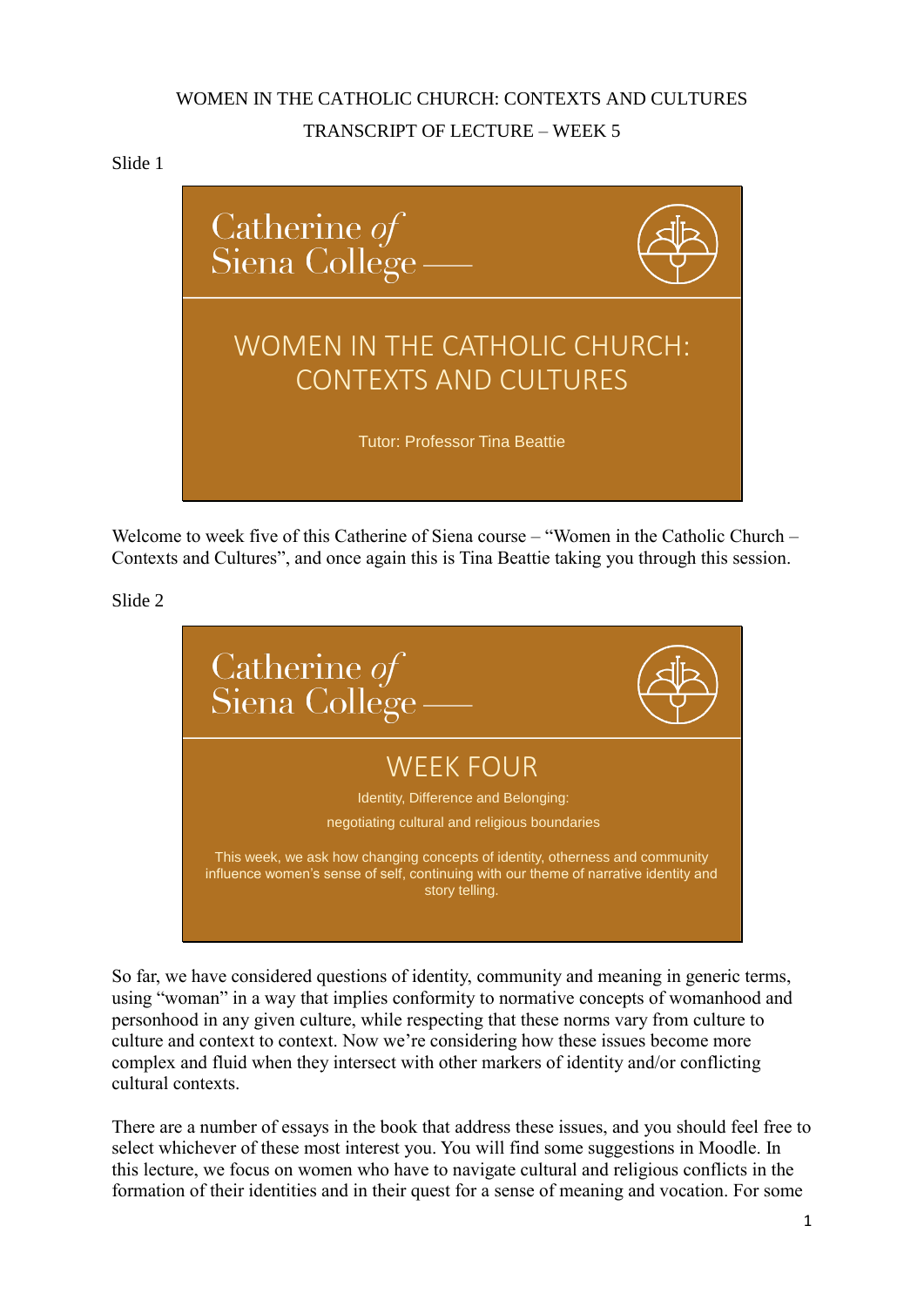WOMEN IN THE CATHOLIC CHURCH: CONTEXTS AND CULTURES

TRANSCRIPT OF LECTURE – WEEK 5

Slide 1

Catherine *of* Siena College

WOMEN IN THE CATHOLIC CHURCH: CONTEXTS AND CULTURES

Tutor: Professor Tina Beattie

Welcome to week five of this Catherine of Siena course – "Women in the Catholic Church – Contexts and Cultures", and once again this is Tina Beattie taking you through this session.

Slide 2

Catherine *of* Siena College

WEEK FOUR

Identity, Difference and Belonging:

negotiating cultural and religious boundaries

This week, we ask how changing concepts of identity, otherness and community influence women's sense of self, continuing with our theme of narrative identity and story telling.

So far, we have considered questions of identity, community and meaning in generic terms, using "woman" in a way that implies conformity to normative concepts of womanhood and personhood in any given culture, while respecting that these norms vary from culture to culture and context to context. Now we're considering how these issues become more complex and fluid when they intersect with other markers of identity and/or conflicting cultural contexts.

There are a number of essays in the book that address these issues, and you should feel free to select whichever of these most interest you. You will find some suggestions in Moodle. In this lecture, we focus on women who have to navigate cultural and religious conflicts in the formation of their identities and in their quest for a sense of meaning and vocation. For some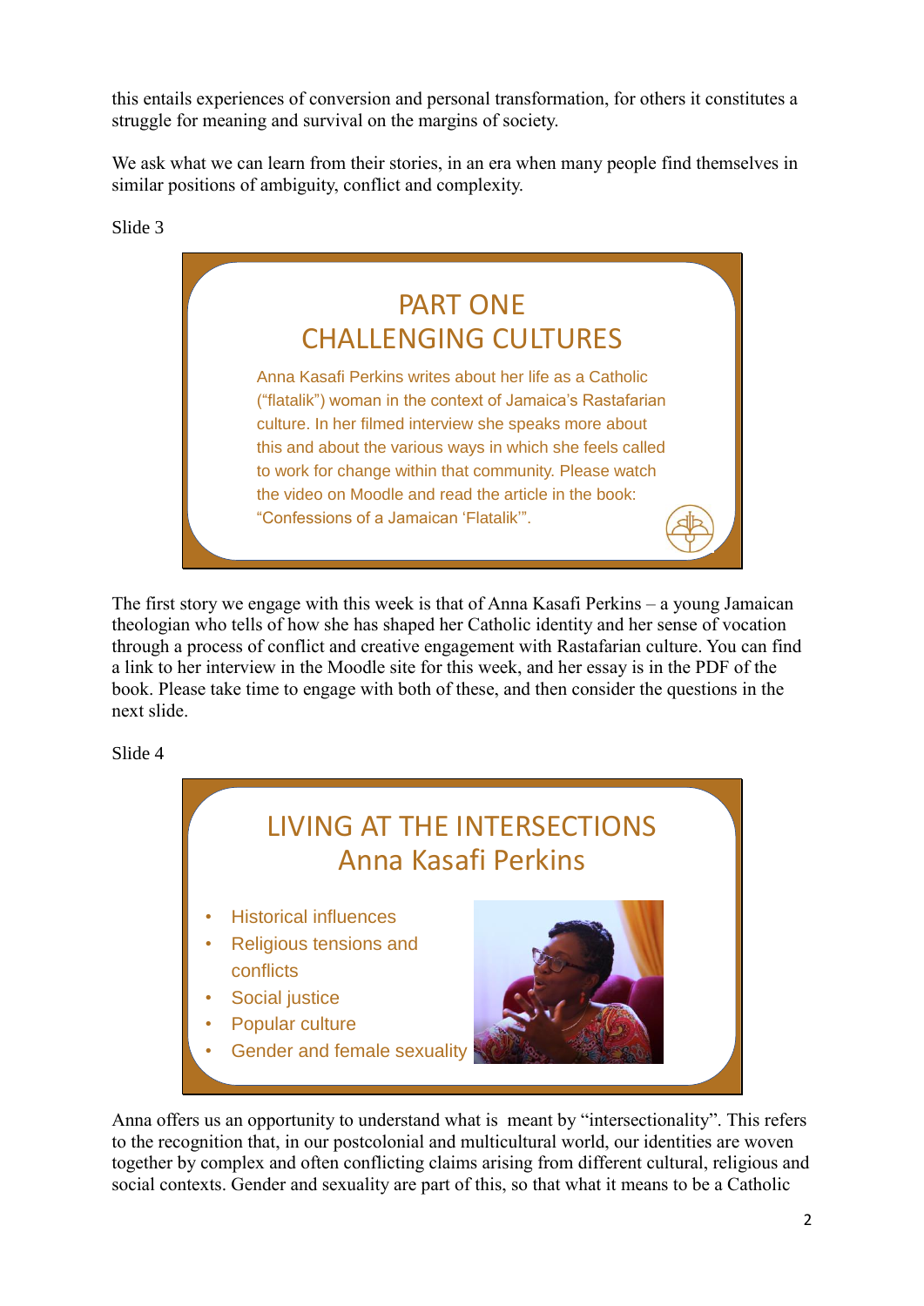this entails experiences of conversion and personal transformation, for others it constitutes a struggle for meaning and survival on the margins of society.

We ask what we can learn from their stories, in an era when many people find themselves in similar positions of ambiguity, conflict and complexity.

Slide 3

## PART ONE
## CHALLENGING CULTURES

Anna Kasafi Perkins writes about her life as a Catholic ("flatalik") woman in the context of Jamaica's Rastafarian culture. In her filmed interview she speaks more about this and about the various ways in which she feels called to work for change within that community. Please watch the video on Moodle and read the article in the book: "Confessions of a Jamaican 'Flatalik'".

The first story we engage with this week is that of Anna Kasafi Perkins – a young Jamaican theologian who tells of how she has shaped her Catholic identity and her sense of vocation through a process of conflict and creative engagement with Rastafarian culture. You can find a link to her interview in the Moodle site for this week, and her essay is in the PDF of the book. Please take time to engage with both of these, and then consider the questions in the next slide.

Slide 4

## LIVING AT THE INTERSECTIONS
## Anna Kasafi Perkins

- Historical influences
- Religious tensions and conflicts
- Social justice
- Popular culture
- Gender and female sexuality

Anna offers us an opportunity to understand what is meant by "intersectionality". This refers to the recognition that, in our postcolonial and multicultural world, our identities are woven together by complex and often conflicting claims arising from different cultural, religious and social contexts. Gender and sexuality are part of this, so that what it means to be a Catholic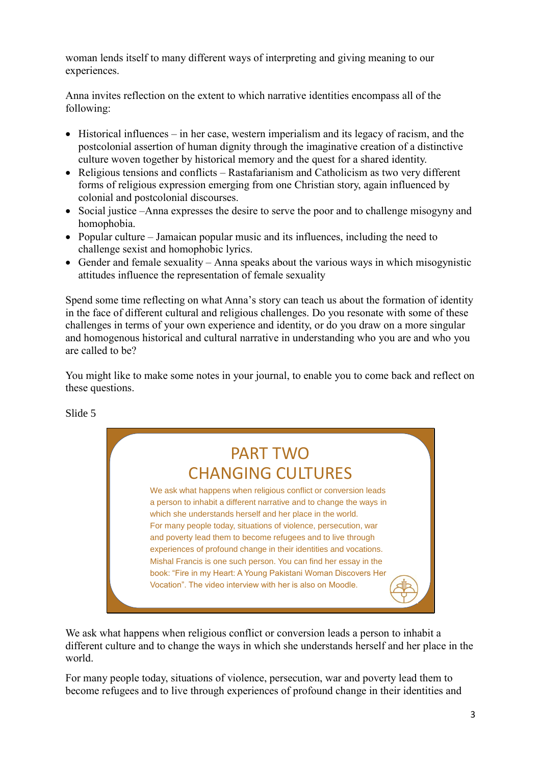woman lends itself to many different ways of interpreting and giving meaning to our experiences.

Anna invites reflection on the extent to which narrative identities encompass all of the following:

- Historical influences – in her case, western imperialism and its legacy of racism, and the postcolonial assertion of human dignity through the imaginative creation of a distinctive culture woven together by historical memory and the quest for a shared identity.
- Religious tensions and conflicts – Rastafarianism and Catholicism as two very different forms of religious expression emerging from one Christian story, again influenced by colonial and postcolonial discourses.
- Social justice –Anna expresses the desire to serve the poor and to challenge misogyny and homophobia.
- Popular culture – Jamaican popular music and its influences, including the need to challenge sexist and homophobic lyrics.
- Gender and female sexuality – Anna speaks about the various ways in which misogynistic attitudes influence the representation of female sexuality

Spend some time reflecting on what Anna's story can teach us about the formation of identity in the face of different cultural and religious challenges. Do you resonate with some of these challenges in terms of your own experience and identity, or do you draw on a more singular and homogenous historical and cultural narrative in understanding who you are and who you are called to be?

You might like to make some notes in your journal, to enable you to come back and reflect on these questions.

Slide 5

## PART TWO
## CHANGING CULTURES

We ask what happens when religious conflict or conversion leads a person to inhabit a different narrative and to change the ways in which she understands herself and her place in the world.
For many people today, situations of violence, persecution, war and poverty lead them to become refugees and to live through experiences of profound change in their identities and vocations.
Mishal Francis is one such person. You can find her essay in the book: "Fire in my Heart: A Young Pakistani Woman Discovers Her Vocation". The video interview with her is also on Moodle.

We ask what happens when religious conflict or conversion leads a person to inhabit a different culture and to change the ways in which she understands herself and her place in the world.

For many people today, situations of violence, persecution, war and poverty lead them to become refugees and to live through experiences of profound change in their identities and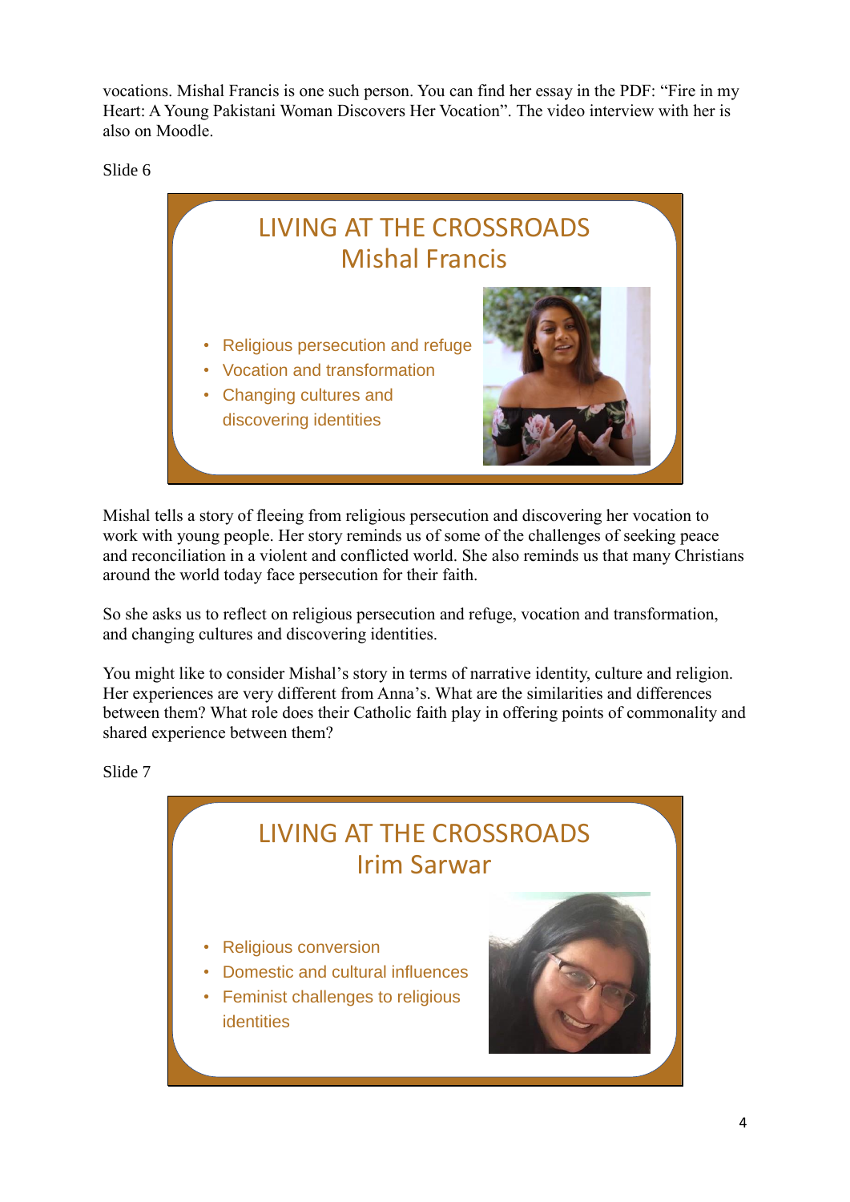vocations. Mishal Francis is one such person. You can find her essay in the PDF: "Fire in my Heart: A Young Pakistani Woman Discovers Her Vocation". The video interview with her is also on Moodle.

Slide 6

LIVING AT THE CROSSROADS
Mishal Francis

- Religious persecution and refuge
- Vocation and transformation
- Changing cultures and discovering identities

Mishal tells a story of fleeing from religious persecution and discovering her vocation to work with young people. Her story reminds us of some of the challenges of seeking peace and reconciliation in a violent and conflicted world. She also reminds us that many Christians around the world today face persecution for their faith.

So she asks us to reflect on religious persecution and refuge, vocation and transformation, and changing cultures and discovering identities.

You might like to consider Mishal's story in terms of narrative identity, culture and religion. Her experiences are very different from Anna's. What are the similarities and differences between them? What role does their Catholic faith play in offering points of commonality and shared experience between them?

Slide 7

LIVING AT THE CROSSROADS
Irim Sarwar

- Religious conversion
- Domestic and cultural influences
- Feminist challenges to religious identities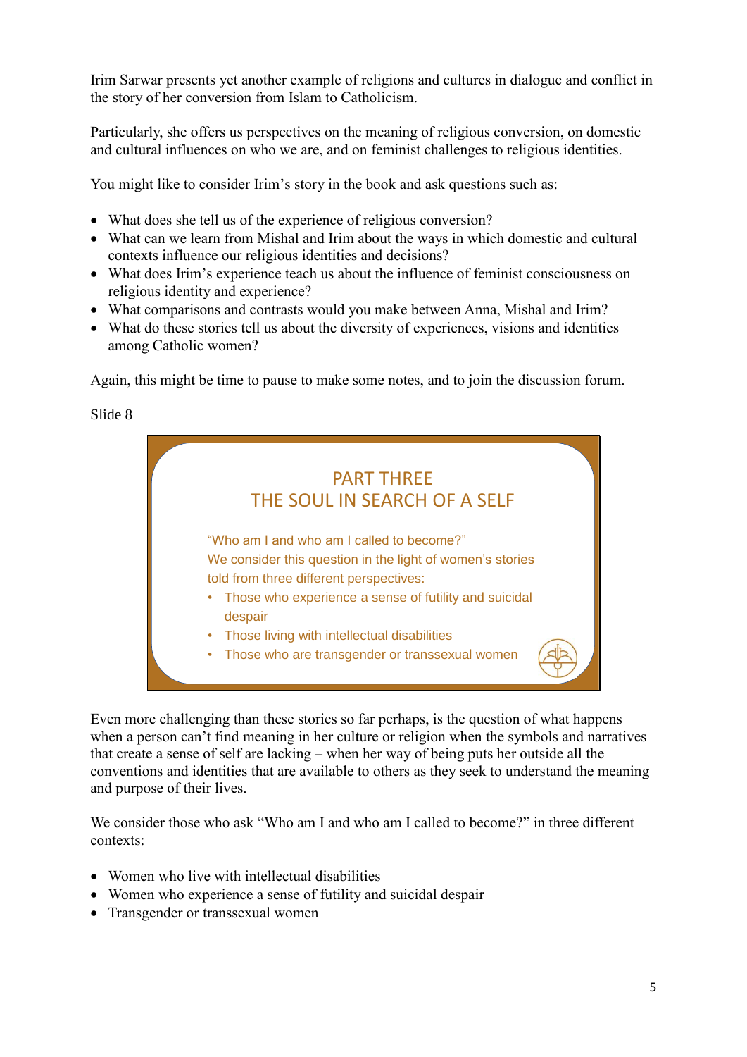Irim Sarwar presents yet another example of religions and cultures in dialogue and conflict in the story of her conversion from Islam to Catholicism.

Particularly, she offers us perspectives on the meaning of religious conversion, on domestic and cultural influences on who we are, and on feminist challenges to religious identities.

You might like to consider Irim's story in the book and ask questions such as:

- What does she tell us of the experience of religious conversion?
- What can we learn from Mishal and Irim about the ways in which domestic and cultural contexts influence our religious identities and decisions?
- What does Irim's experience teach us about the influence of feminist consciousness on religious identity and experience?
- What comparisons and contrasts would you make between Anna, Mishal and Irim?
- What do these stories tell us about the diversity of experiences, visions and identities among Catholic women?

Again, this might be time to pause to make some notes, and to join the discussion forum.

Slide 8

PART THREE
THE SOUL IN SEARCH OF A SELF

"Who am I and who am I called to become?"
We consider this question in the light of women's stories told from three different perspectives:

- Those who experience a sense of futility and suicidal despair
- Those living with intellectual disabilities
- Those who are transgender or transsexual women

Even more challenging than these stories so far perhaps, is the question of what happens when a person can't find meaning in her culture or religion when the symbols and narratives that create a sense of self are lacking – when her way of being puts her outside all the conventions and identities that are available to others as they seek to understand the meaning and purpose of their lives.

We consider those who ask "Who am I and who am I called to become?" in three different contexts:

- Women who live with intellectual disabilities
- Women who experience a sense of futility and suicidal despair
- Transgender or transsexual women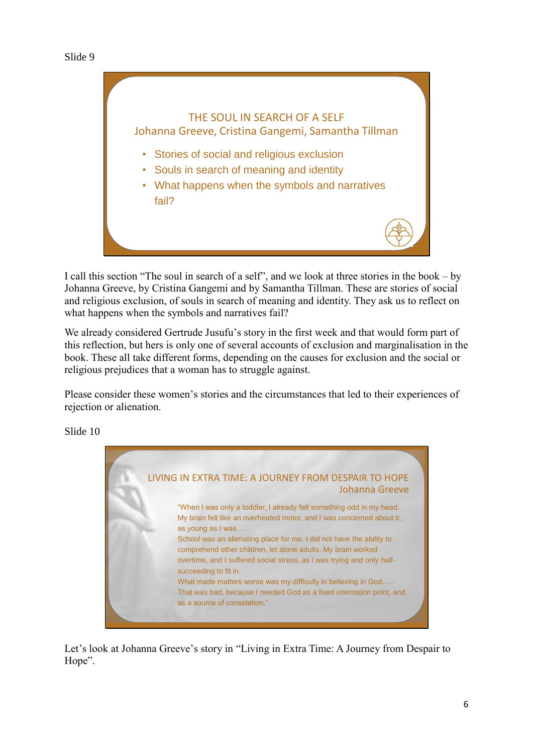Slide 9

THE SOUL IN SEARCH OF A SELF
Johanna Greeve, Cristina Gangemi, Samantha Tillman

- Stories of social and religious exclusion
- Souls in search of meaning and identity
- What happens when the symbols and narratives fail?

I call this section "The soul in search of a self", and we look at three stories in the book – by Johanna Greeve, by Cristina Gangemi and by Samantha Tillman. These are stories of social and religious exclusion, of souls in search of meaning and identity. They ask us to reflect on what happens when the symbols and narratives fail?

We already considered Gertrude Jusufu's story in the first week and that would form part of this reflection, but hers is only one of several accounts of exclusion and marginalisation in the book. These all take different forms, depending on the causes for exclusion and the social or religious prejudices that a woman has to struggle against.

Please consider these women's stories and the circumstances that led to their experiences of rejection or alienation.

Slide 10

LIVING IN EXTRA TIME: A JOURNEY FROM DESPAIR TO HOPE
Johanna Greeve

"When I was only a toddler, I already felt something odd in my head. My brain felt like an overheated motor, and I was concerned about it, as young as I was. …
School was an alienating place for me. I did not have the ability to comprehend other children, let alone adults. My brain worked overtime, and I suffered social stress, as I was trying and only half-succeeding to fit in.
What made matters worse was my difficulty in believing in God. … That was bad, because I needed God as a fixed orientation point, and as a source of consolation."

Let's look at Johanna Greeve's story in "Living in Extra Time: A Journey from Despair to Hope".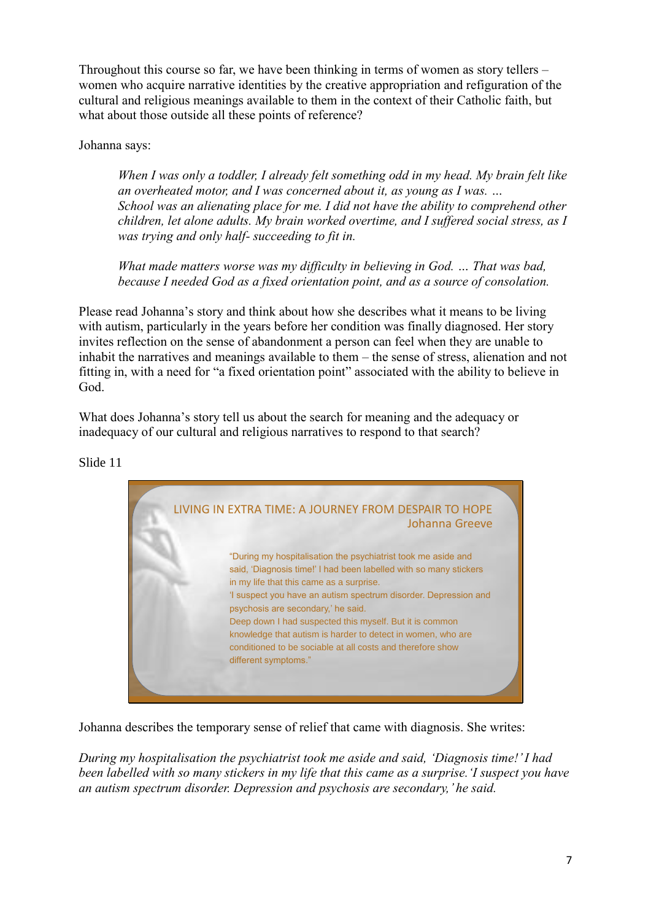Throughout this course so far, we have been thinking in terms of women as story tellers – women who acquire narrative identities by the creative appropriation and refiguration of the cultural and religious meanings available to them in the context of their Catholic faith, but what about those outside all these points of reference?

Johanna says:

> *When I was only a toddler, I already felt something odd in my head. My brain felt like an overheated motor, and I was concerned about it, as young as I was. …*
> *School was an alienating place for me. I did not have the ability to comprehend other children, let alone adults. My brain worked overtime, and I suffered social stress, as I was trying and only half- succeeding to fit in.*
>
> *What made matters worse was my difficulty in believing in God. … That was bad, because I needed God as a fixed orientation point, and as a source of consolation.*

Please read Johanna's story and think about how she describes what it means to be living with autism, particularly in the years before her condition was finally diagnosed. Her story invites reflection on the sense of abandonment a person can feel when they are unable to inhabit the narratives and meanings available to them – the sense of stress, alienation and not fitting in, with a need for "a fixed orientation point" associated with the ability to believe in God.

What does Johanna's story tell us about the search for meaning and the adequacy or inadequacy of our cultural and religious narratives to respond to that search?

Slide 11

> LIVING IN EXTRA TIME: A JOURNEY FROM DESPAIR TO HOPE
> Johanna Greeve
>
> "During my hospitalisation the psychiatrist took me aside and said, 'Diagnosis time!' I had been labelled with so many stickers in my life that this came as a surprise.
> 'I suspect you have an autism spectrum disorder. Depression and psychosis are secondary,' he said.
> Deep down I had suspected this myself. But it is common knowledge that autism is harder to detect in women, who are conditioned to be sociable at all costs and therefore show different symptoms."

Johanna describes the temporary sense of relief that came with diagnosis. She writes:

*During my hospitalisation the psychiatrist took me aside and said, 'Diagnosis time!' I had been labelled with so many stickers in my life that this came as a surprise. 'I suspect you have an autism spectrum disorder. Depression and psychosis are secondary,' he said.*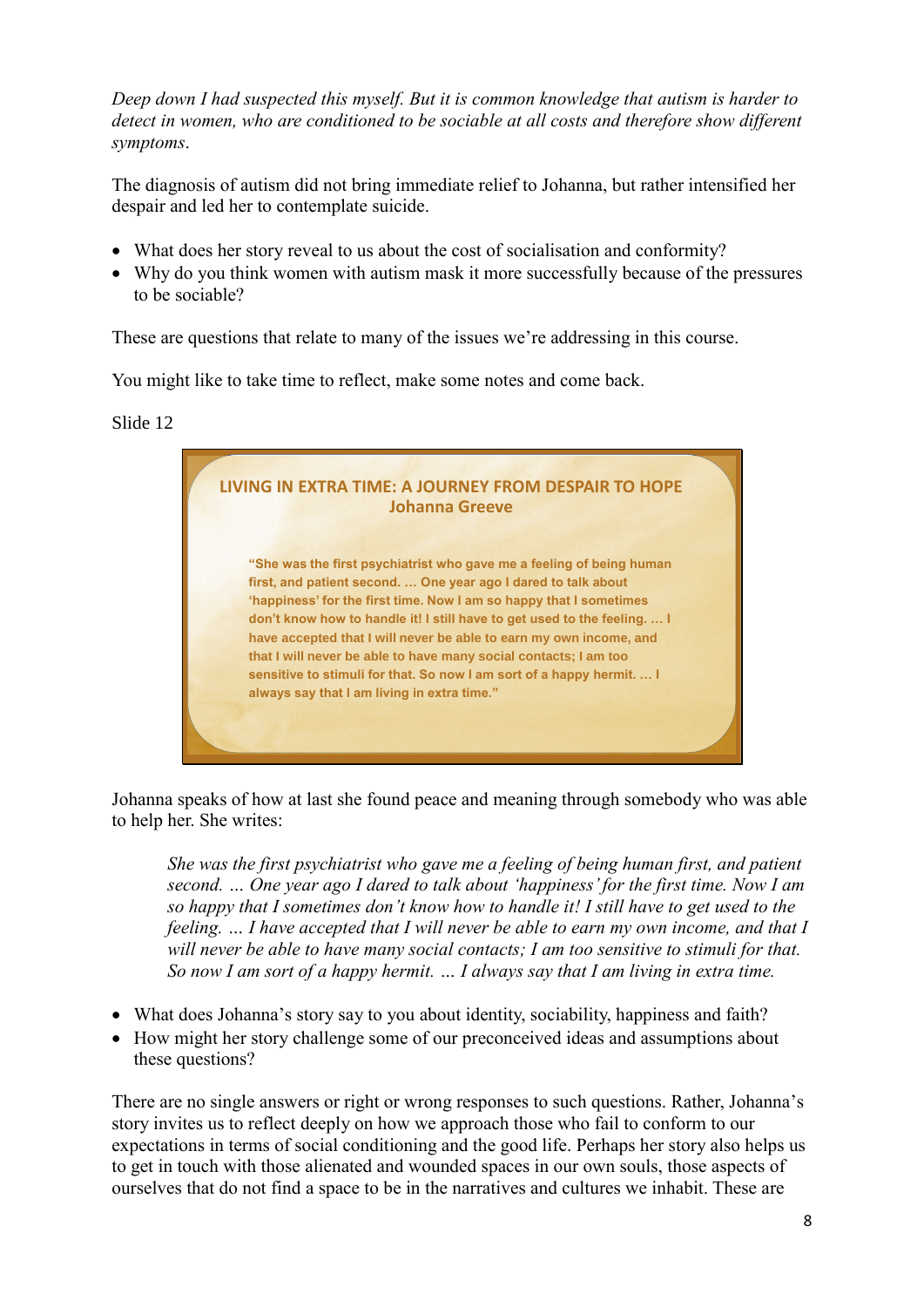*Deep down I had suspected this myself. But it is common knowledge that autism is harder to detect in women, who are conditioned to be sociable at all costs and therefore show different symptoms*.

The diagnosis of autism did not bring immediate relief to Johanna, but rather intensified her despair and led her to contemplate suicide.

- What does her story reveal to us about the cost of socialisation and conformity?
- Why do you think women with autism mask it more successfully because of the pressures to be sociable?

These are questions that relate to many of the issues we're addressing in this course.

You might like to take time to reflect, make some notes and come back.

Slide 12

**LIVING IN EXTRA TIME: A JOURNEY FROM DESPAIR TO HOPE**
**Johanna Greeve**

**"She was the first psychiatrist who gave me a feeling of being human first, and patient second. … One year ago I dared to talk about 'happiness' for the first time. Now I am so happy that I sometimes don't know how to handle it! I still have to get used to the feeling. … I have accepted that I will never be able to earn my own income, and that I will never be able to have many social contacts; I am too sensitive to stimuli for that. So now I am sort of a happy hermit. … I always say that I am living in extra time."**

Johanna speaks of how at last she found peace and meaning through somebody who was able to help her. She writes:

> *She was the first psychiatrist who gave me a feeling of being human first, and patient second. … One year ago I dared to talk about 'happiness' for the first time. Now I am so happy that I sometimes don't know how to handle it! I still have to get used to the feeling. … I have accepted that I will never be able to earn my own income, and that I will never be able to have many social contacts; I am too sensitive to stimuli for that. So now I am sort of a happy hermit. … I always say that I am living in extra time.*

- What does Johanna's story say to you about identity, sociability, happiness and faith?
- How might her story challenge some of our preconceived ideas and assumptions about these questions?

There are no single answers or right or wrong responses to such questions. Rather, Johanna's story invites us to reflect deeply on how we approach those who fail to conform to our expectations in terms of social conditioning and the good life. Perhaps her story also helps us to get in touch with those alienated and wounded spaces in our own souls, those aspects of ourselves that do not find a space to be in the narratives and cultures we inhabit. These are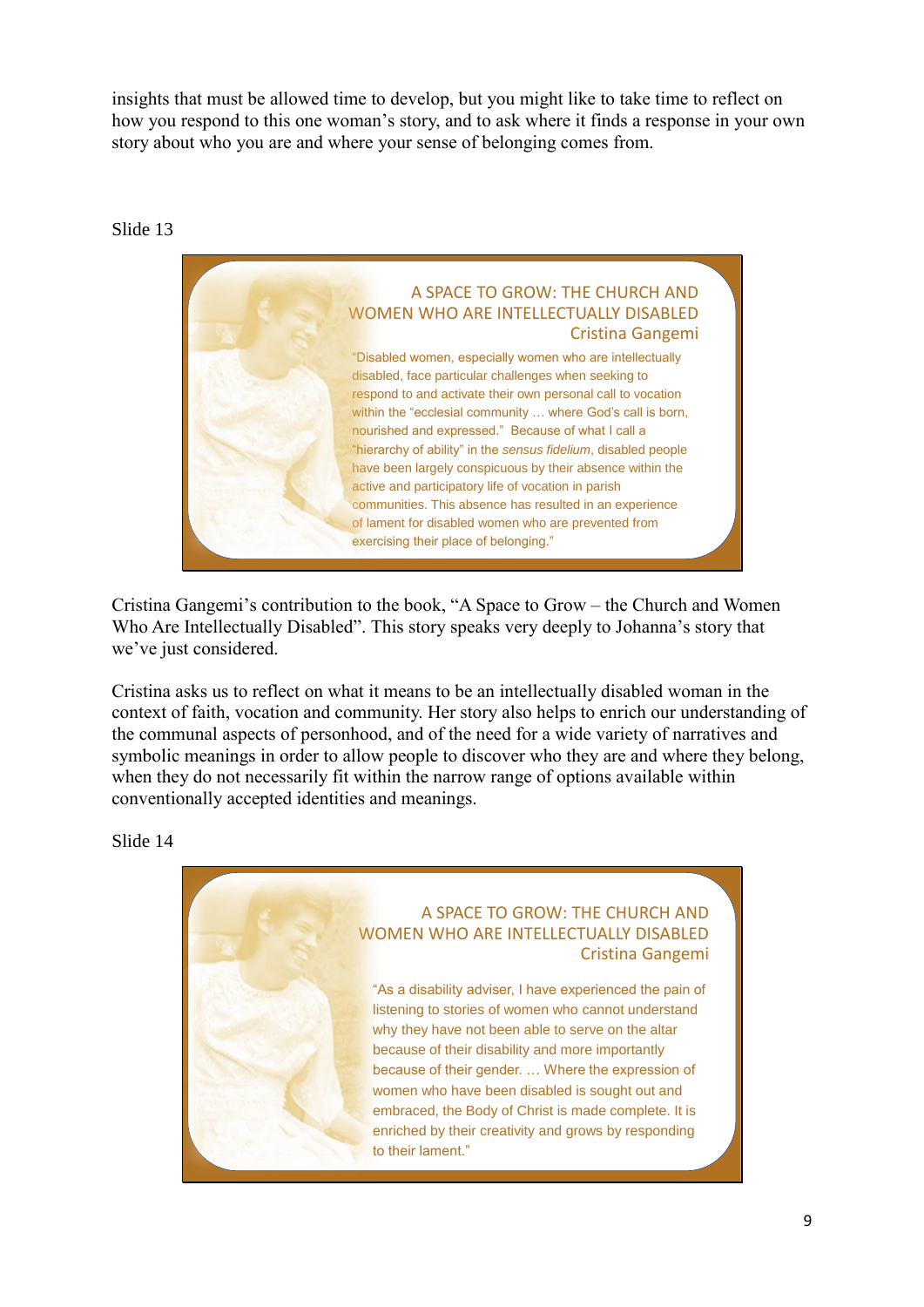insights that must be allowed time to develop, but you might like to take time to reflect on how you respond to this one woman's story, and to ask where it finds a response in your own story about who you are and where your sense of belonging comes from.

Slide 13

A SPACE TO GROW: THE CHURCH AND WOMEN WHO ARE INTELLECTUALLY DISABLED
Cristina Gangemi

"Disabled women, especially women who are intellectually disabled, face particular challenges when seeking to respond to and activate their own personal call to vocation within the "ecclesial community … where God's call is born, nourished and expressed." Because of what I call a "hierarchy of ability" in the *sensus fidelium*, disabled people have been largely conspicuous by their absence within the active and participatory life of vocation in parish communities. This absence has resulted in an experience of lament for disabled women who are prevented from exercising their place of belonging."

Cristina Gangemi's contribution to the book, "A Space to Grow – the Church and Women Who Are Intellectually Disabled". This story speaks very deeply to Johanna's story that we've just considered.

Cristina asks us to reflect on what it means to be an intellectually disabled woman in the context of faith, vocation and community. Her story also helps to enrich our understanding of the communal aspects of personhood, and of the need for a wide variety of narratives and symbolic meanings in order to allow people to discover who they are and where they belong, when they do not necessarily fit within the narrow range of options available within conventionally accepted identities and meanings.

Slide 14

A SPACE TO GROW: THE CHURCH AND WOMEN WHO ARE INTELLECTUALLY DISABLED
Cristina Gangemi

"As a disability adviser, I have experienced the pain of listening to stories of women who cannot understand why they have not been able to serve on the altar because of their disability and more importantly because of their gender. … Where the expression of women who have been disabled is sought out and embraced, the Body of Christ is made complete. It is enriched by their creativity and grows by responding to their lament."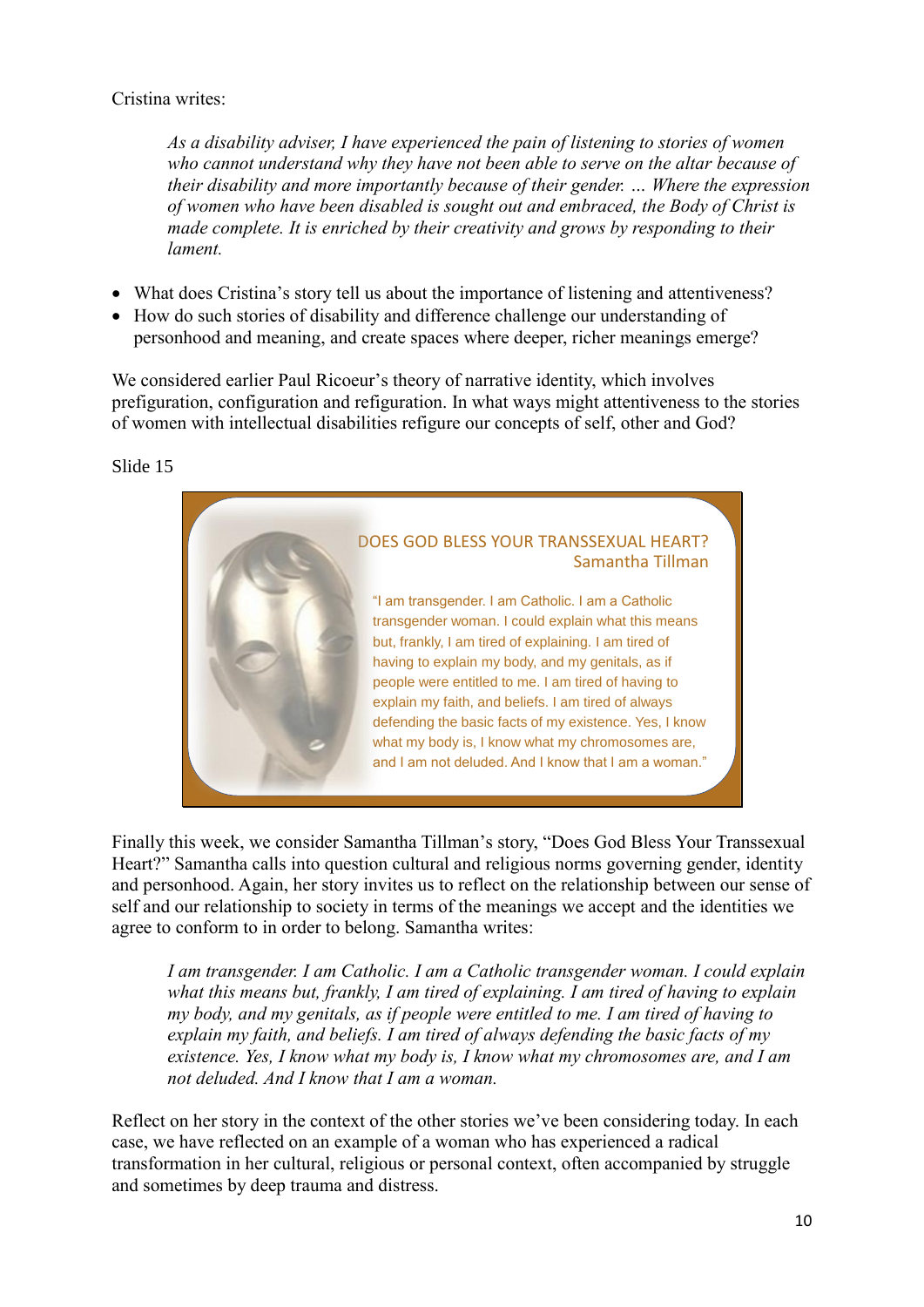Cristina writes:

> *As a disability adviser, I have experienced the pain of listening to stories of women who cannot understand why they have not been able to serve on the altar because of their disability and more importantly because of their gender. … Where the expression of women who have been disabled is sought out and embraced, the Body of Christ is made complete. It is enriched by their creativity and grows by responding to their lament.*

- What does Cristina's story tell us about the importance of listening and attentiveness?
- How do such stories of disability and difference challenge our understanding of personhood and meaning, and create spaces where deeper, richer meanings emerge?

We considered earlier Paul Ricoeur's theory of narrative identity, which involves prefiguration, configuration and refiguration. In what ways might attentiveness to the stories of women with intellectual disabilities refigure our concepts of self, other and God?

Slide 15

DOES GOD BLESS YOUR TRANSSEXUAL HEART?
Samantha Tillman

"I am transgender. I am Catholic. I am a Catholic transgender woman. I could explain what this means but, frankly, I am tired of explaining. I am tired of having to explain my body, and my genitals, as if people were entitled to me. I am tired of having to explain my faith, and beliefs. I am tired of always defending the basic facts of my existence. Yes, I know what my body is, I know what my chromosomes are, and I am not deluded. And I know that I am a woman."

Finally this week, we consider Samantha Tillman's story, "Does God Bless Your Transsexual Heart?" Samantha calls into question cultural and religious norms governing gender, identity and personhood. Again, her story invites us to reflect on the relationship between our sense of self and our relationship to society in terms of the meanings we accept and the identities we agree to conform to in order to belong. Samantha writes:

> *I am transgender. I am Catholic. I am a Catholic transgender woman. I could explain what this means but, frankly, I am tired of explaining. I am tired of having to explain my body, and my genitals, as if people were entitled to me. I am tired of having to explain my faith, and beliefs. I am tired of always defending the basic facts of my existence. Yes, I know what my body is, I know what my chromosomes are, and I am not deluded. And I know that I am a woman.*

Reflect on her story in the context of the other stories we've been considering today. In each case, we have reflected on an example of a woman who has experienced a radical transformation in her cultural, religious or personal context, often accompanied by struggle and sometimes by deep trauma and distress.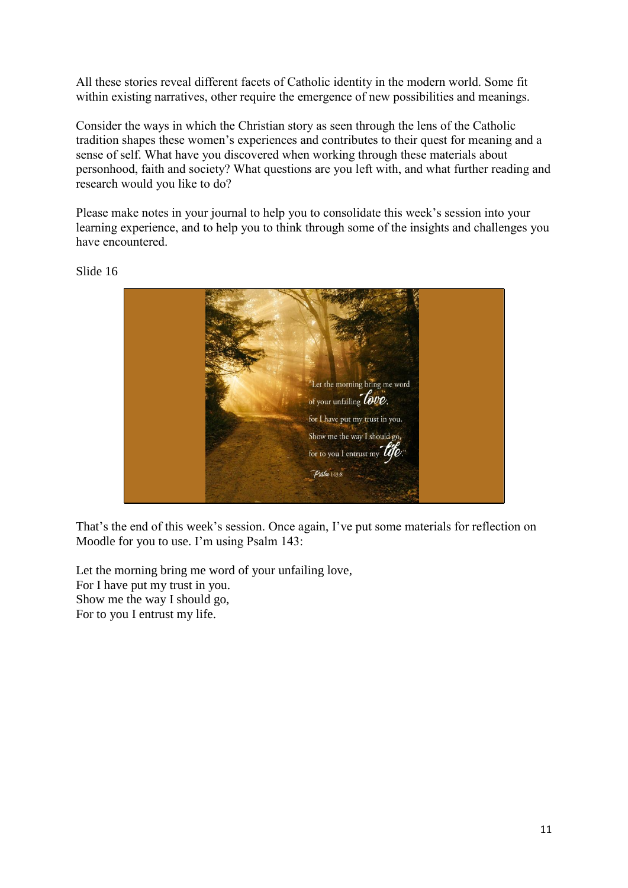All these stories reveal different facets of Catholic identity in the modern world. Some fit within existing narratives, other require the emergence of new possibilities and meanings.

Consider the ways in which the Christian story as seen through the lens of the Catholic tradition shapes these women's experiences and contributes to their quest for meaning and a sense of self. What have you discovered when working through these materials about personhood, faith and society? What questions are you left with, and what further reading and research would you like to do?

Please make notes in your journal to help you to consolidate this week's session into your learning experience, and to help you to think through some of the insights and challenges you have encountered.

Slide 16

That's the end of this week's session. Once again, I've put some materials for reflection on Moodle for you to use. I'm using Psalm 143:

Let the morning bring me word of your unfailing love,  
For I have put my trust in you.  
Show me the way I should go,  
For to you I entrust my life.